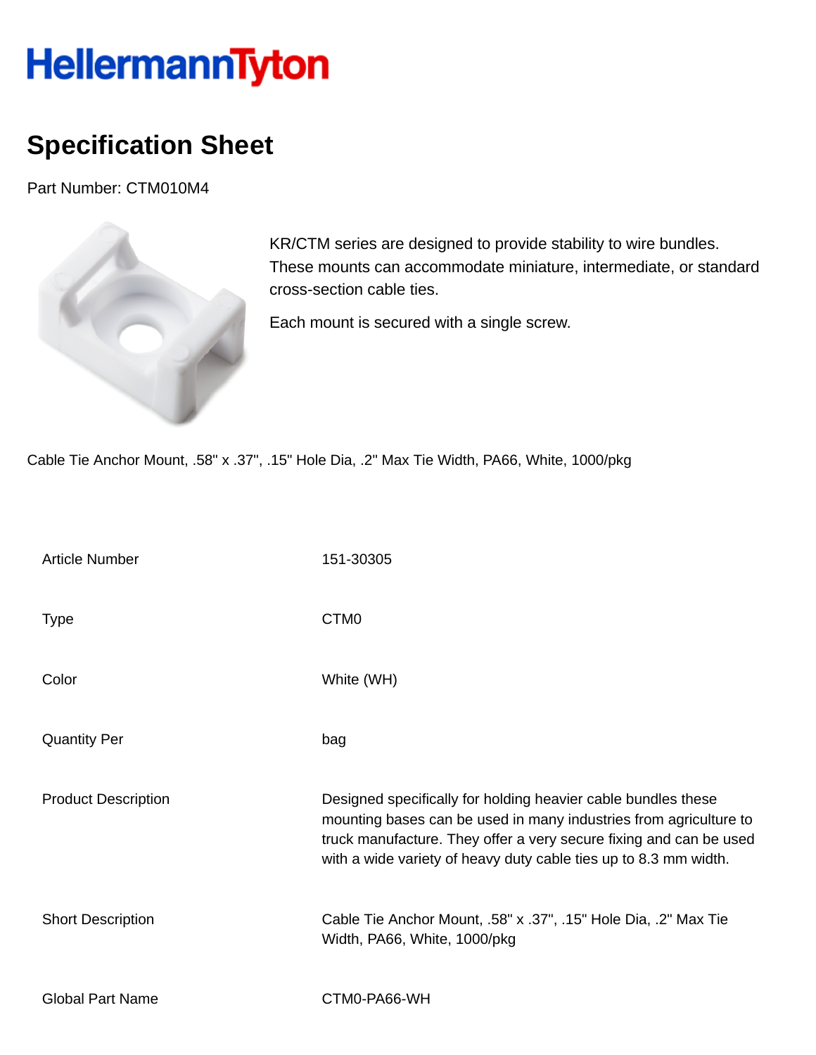HellermannTyton

# Specification Sheet

Part Number: CTM010M4

KR/CTM series are designed to provide stability to wire bundles. These mounts can accommodate miniature, intermediate, or standard cross-section cable ties.

Each mount is secured with a single screw.

Cable Tie Anchor Mount, .58" x .37", .15" Hole Dia, .2" Max Tie Width, PA66, White, 1000/pkg

| | |
|---|---|
| Article Number | 151-30305 |
| Type | CTM0 |
| Color | White (WH) |
| Quantity Per | bag |
| Product Description | Designed specifically for holding heavier cable bundles these mounting bases can be used in many industries from agriculture to truck manufacture. They offer a very secure fixing and can be used with a wide variety of heavy duty cable ties up to 8.3 mm width. |
| Short Description | Cable Tie Anchor Mount, .58" x .37", .15" Hole Dia, .2" Max Tie Width, PA66, White, 1000/pkg |
| Global Part Name | CTM0-PA66-WH |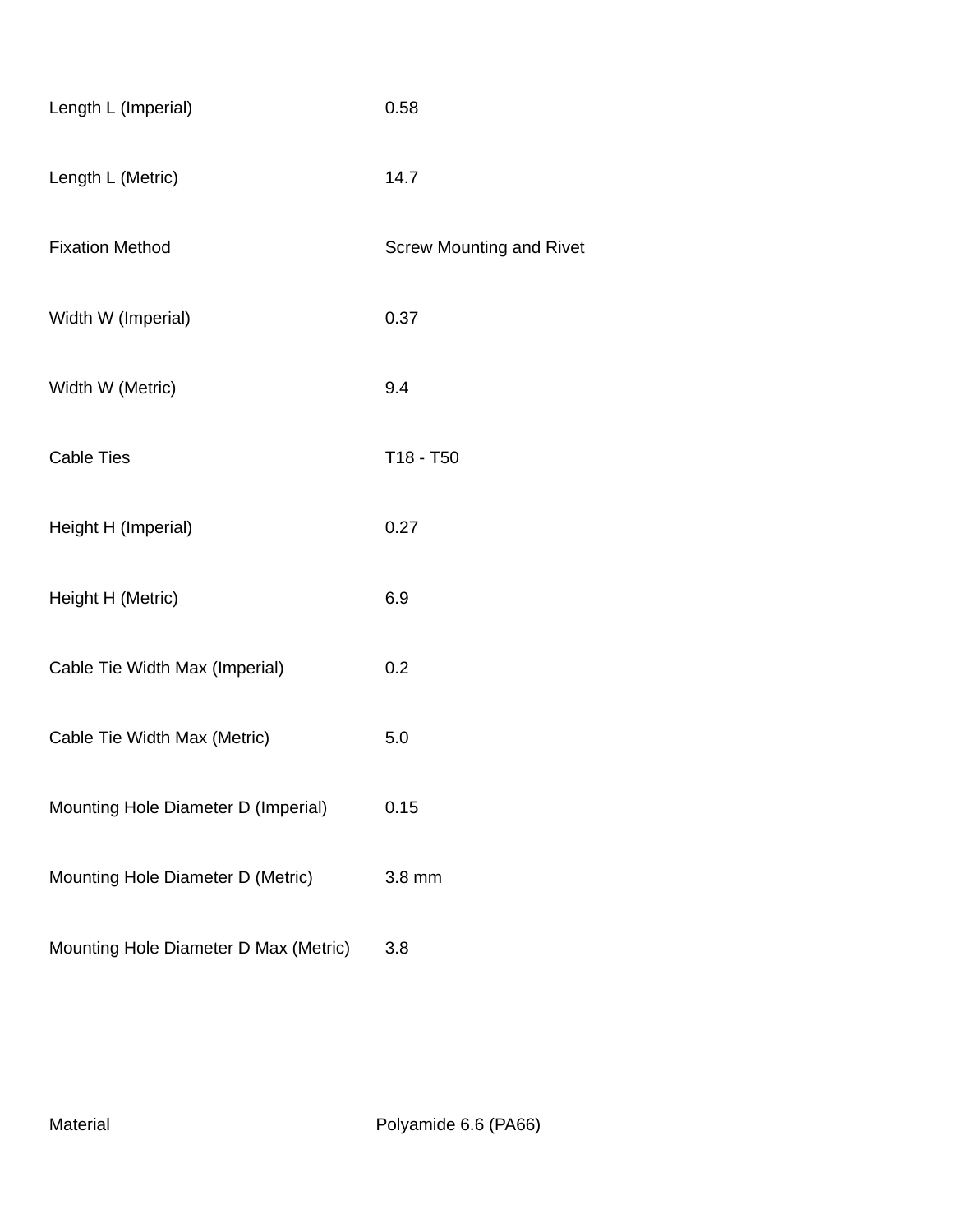| | |
|---|---|
| Length L (Imperial) | 0.58 |
| Length L (Metric) | 14.7 |
| Fixation Method | Screw Mounting and Rivet |
| Width W (Imperial) | 0.37 |
| Width W (Metric) | 9.4 |
| Cable Ties | T18 - T50 |
| Height H (Imperial) | 0.27 |
| Height H (Metric) | 6.9 |
| Cable Tie Width Max (Imperial) | 0.2 |
| Cable Tie Width Max (Metric) | 5.0 |
| Mounting Hole Diameter D (Imperial) | 0.15 |
| Mounting Hole Diameter D (Metric) | 3.8 mm |
| Mounting Hole Diameter D Max (Metric) | 3.8 |

| | |
|---|---|
| Material | Polyamide 6.6 (PA66) |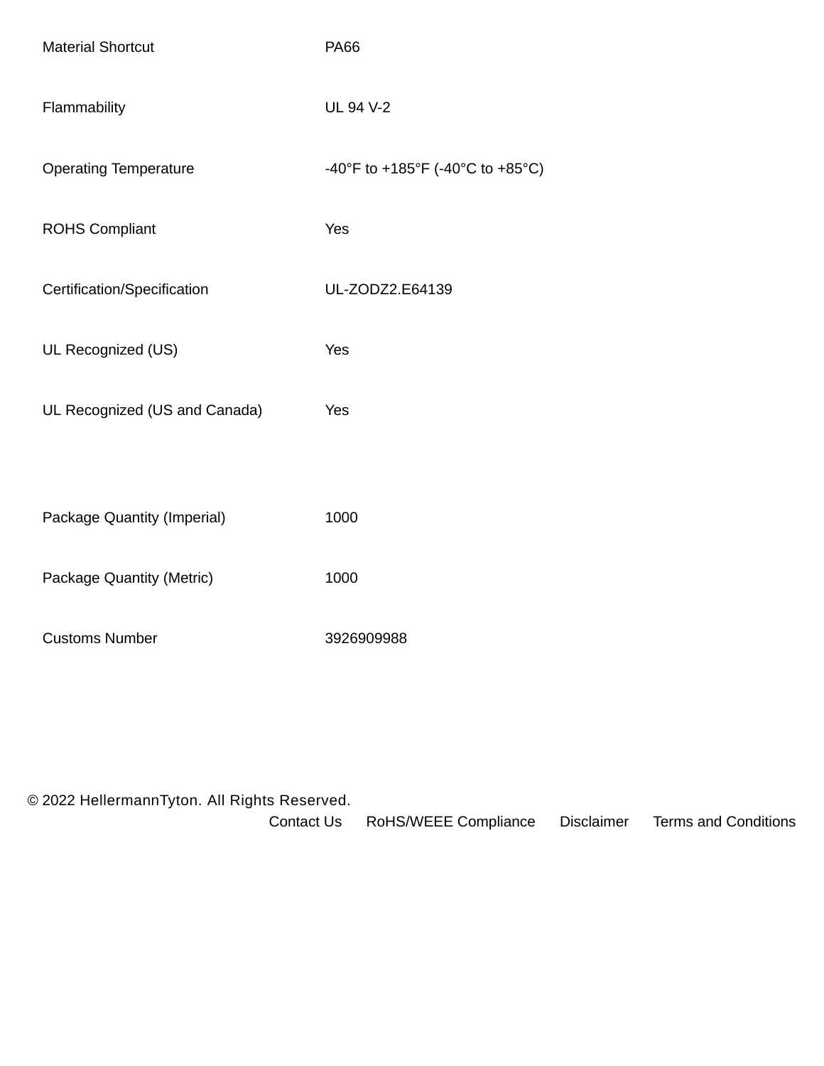| | |
|---|---|
| Material Shortcut | PA66 |
| Flammability | UL 94 V-2 |
| Operating Temperature | -40°F to +185°F (-40°C to +85°C) |
| ROHS Compliant | Yes |
| Certification/Specification | UL-ZODZ2.E64139 |
| UL Recognized (US) | Yes |
| UL Recognized (US and Canada) | Yes |

| | |
|---|---|
| Package Quantity (Imperial) | 1000 |
| Package Quantity (Metric) | 1000 |
| Customs Number | 3926909988 |

© 2022 HellermannTyton. All Rights Reserved.

Contact Us RoHS/WEEE Compliance Disclaimer Terms and Conditions